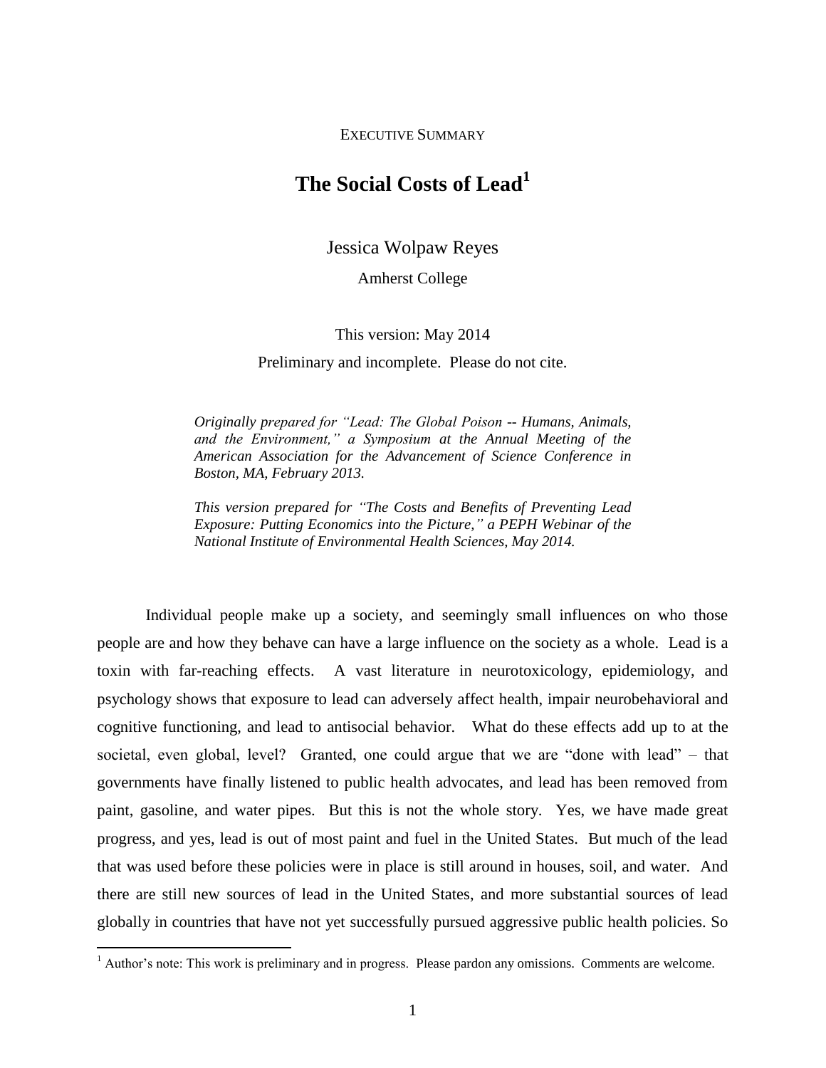EXECUTIVE SUMMARY

# The Social Costs of Lead[1]

Jessica Wolpaw Reyes

Amherst College

This version: May 2014

Preliminary and incomplete. Please do not cite.

*Originally prepared for "Lead: The Global Poison -- Humans, Animals, and the Environment," a Symposium at the Annual Meeting of the American Association for the Advancement of Science Conference in Boston, MA, February 2013.*

*This version prepared for "The Costs and Benefits of Preventing Lead Exposure: Putting Economics into the Picture," a PEPH Webinar of the National Institute of Environmental Health Sciences, May 2014.*

Individual people make up a society, and seemingly small influences on who those people are and how they behave can have a large influence on the society as a whole. Lead is a toxin with far-reaching effects. A vast literature in neurotoxicology, epidemiology, and psychology shows that exposure to lead can adversely affect health, impair neurobehavioral and cognitive functioning, and lead to antisocial behavior. What do these effects add up to at the societal, even global, level? Granted, one could argue that we are "done with lead" – that governments have finally listened to public health advocates, and lead has been removed from paint, gasoline, and water pipes. But this is not the whole story. Yes, we have made great progress, and yes, lead is out of most paint and fuel in the United States. But much of the lead that was used before these policies were in place is still around in houses, soil, and water. And there are still new sources of lead in the United States, and more substantial sources of lead globally in countries that have not yet successfully pursued aggressive public health policies. So

[1] Author's note: This work is preliminary and in progress. Please pardon any omissions. Comments are welcome.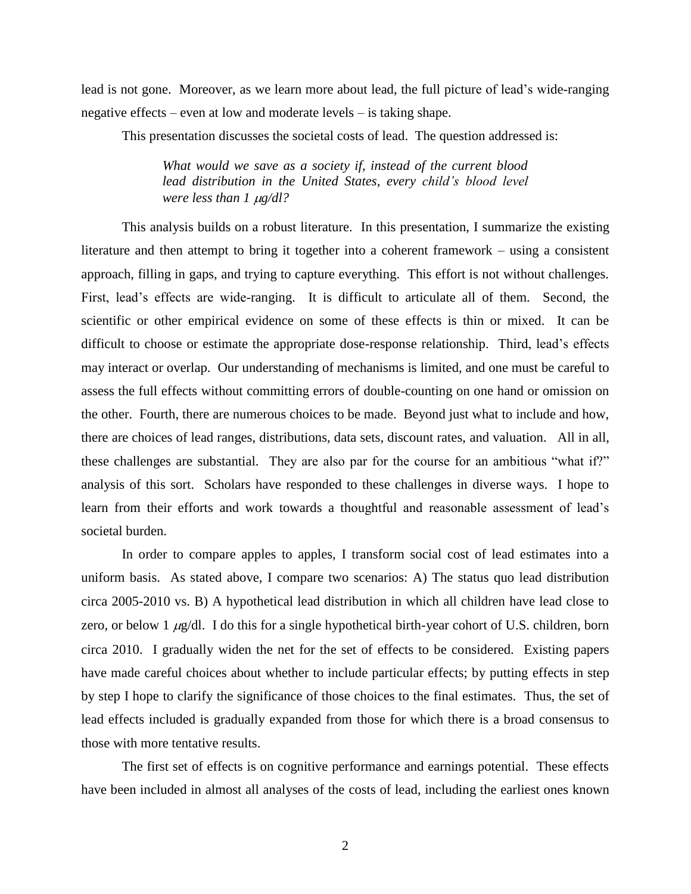lead is not gone. Moreover, as we learn more about lead, the full picture of lead's wide-ranging negative effects – even at low and moderate levels – is taking shape.

This presentation discusses the societal costs of lead. The question addressed is:

> *What would we save as a society if, instead of the current blood lead distribution in the United States, every child's blood level were less than 1 $\mu$g/dl?*

This analysis builds on a robust literature. In this presentation, I summarize the existing literature and then attempt to bring it together into a coherent framework – using a consistent approach, filling in gaps, and trying to capture everything. This effort is not without challenges. First, lead's effects are wide-ranging. It is difficult to articulate all of them. Second, the scientific or other empirical evidence on some of these effects is thin or mixed. It can be difficult to choose or estimate the appropriate dose-response relationship. Third, lead's effects may interact or overlap. Our understanding of mechanisms is limited, and one must be careful to assess the full effects without committing errors of double-counting on one hand or omission on the other. Fourth, there are numerous choices to be made. Beyond just what to include and how, there are choices of lead ranges, distributions, data sets, discount rates, and valuation. All in all, these challenges are substantial. They are also par for the course for an ambitious "what if?" analysis of this sort. Scholars have responded to these challenges in diverse ways. I hope to learn from their efforts and work towards a thoughtful and reasonable assessment of lead's societal burden.

In order to compare apples to apples, I transform social cost of lead estimates into a uniform basis. As stated above, I compare two scenarios: A) The status quo lead distribution circa 2005-2010 vs. B) A hypothetical lead distribution in which all children have lead close to zero, or below 1 $\mu$g/dl. I do this for a single hypothetical birth-year cohort of U.S. children, born circa 2010. I gradually widen the net for the set of effects to be considered. Existing papers have made careful choices about whether to include particular effects; by putting effects in step by step I hope to clarify the significance of those choices to the final estimates. Thus, the set of lead effects included is gradually expanded from those for which there is a broad consensus to those with more tentative results.

The first set of effects is on cognitive performance and earnings potential. These effects have been included in almost all analyses of the costs of lead, including the earliest ones known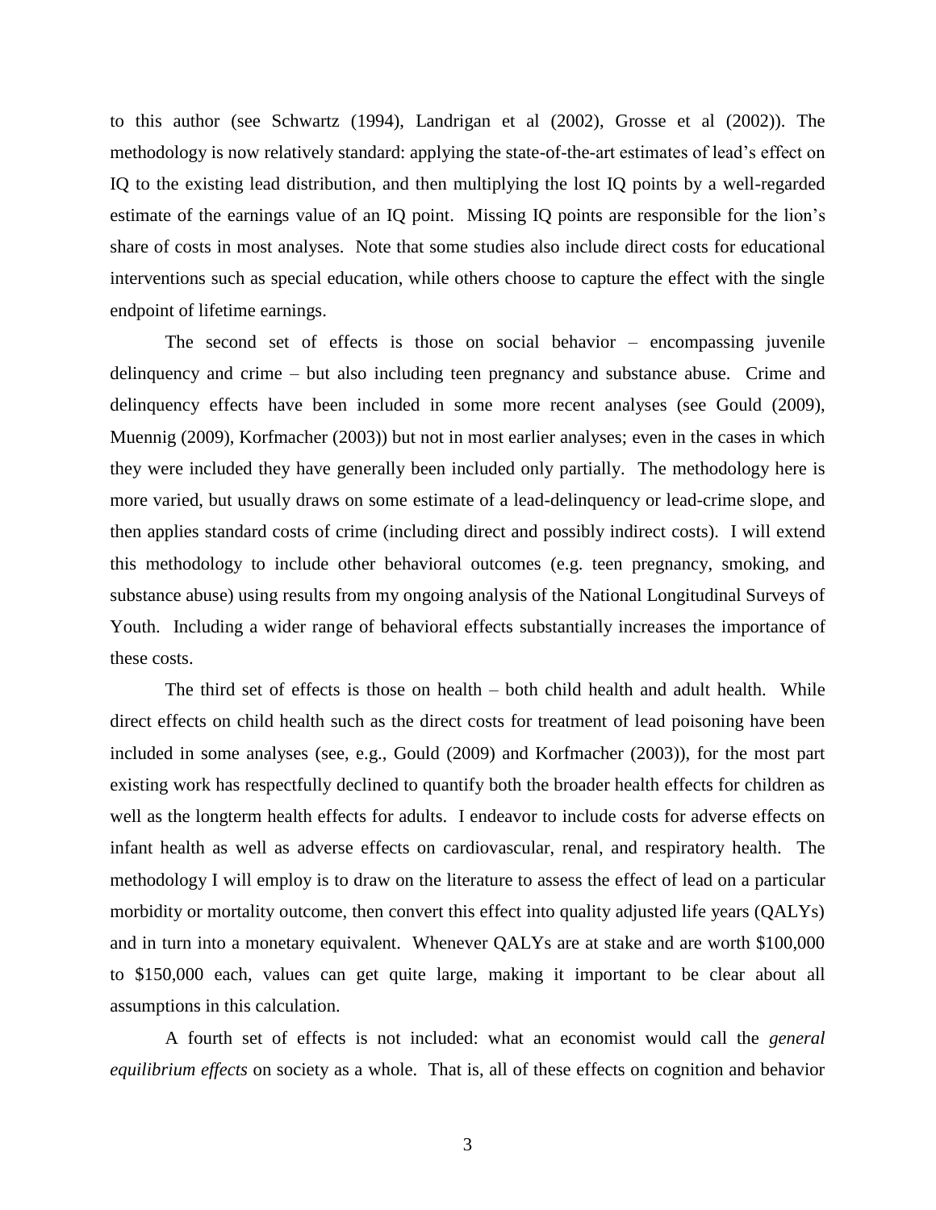to this author (see Schwartz (1994), Landrigan et al (2002), Grosse et al (2002)). The methodology is now relatively standard: applying the state-of-the-art estimates of lead's effect on IQ to the existing lead distribution, and then multiplying the lost IQ points by a well-regarded estimate of the earnings value of an IQ point. Missing IQ points are responsible for the lion's share of costs in most analyses. Note that some studies also include direct costs for educational interventions such as special education, while others choose to capture the effect with the single endpoint of lifetime earnings.

The second set of effects is those on social behavior – encompassing juvenile delinquency and crime – but also including teen pregnancy and substance abuse. Crime and delinquency effects have been included in some more recent analyses (see Gould (2009), Muennig (2009), Korfmacher (2003)) but not in most earlier analyses; even in the cases in which they were included they have generally been included only partially. The methodology here is more varied, but usually draws on some estimate of a lead-delinquency or lead-crime slope, and then applies standard costs of crime (including direct and possibly indirect costs). I will extend this methodology to include other behavioral outcomes (e.g. teen pregnancy, smoking, and substance abuse) using results from my ongoing analysis of the National Longitudinal Surveys of Youth. Including a wider range of behavioral effects substantially increases the importance of these costs.

The third set of effects is those on health – both child health and adult health. While direct effects on child health such as the direct costs for treatment of lead poisoning have been included in some analyses (see, e.g., Gould (2009) and Korfmacher (2003)), for the most part existing work has respectfully declined to quantify both the broader health effects for children as well as the longterm health effects for adults. I endeavor to include costs for adverse effects on infant health as well as adverse effects on cardiovascular, renal, and respiratory health. The methodology I will employ is to draw on the literature to assess the effect of lead on a particular morbidity or mortality outcome, then convert this effect into quality adjusted life years (QALYs) and in turn into a monetary equivalent. Whenever QALYs are at stake and are worth $100,000 to $150,000 each, values can get quite large, making it important to be clear about all assumptions in this calculation.

A fourth set of effects is not included: what an economist would call the *general equilibrium effects* on society as a whole. That is, all of these effects on cognition and behavior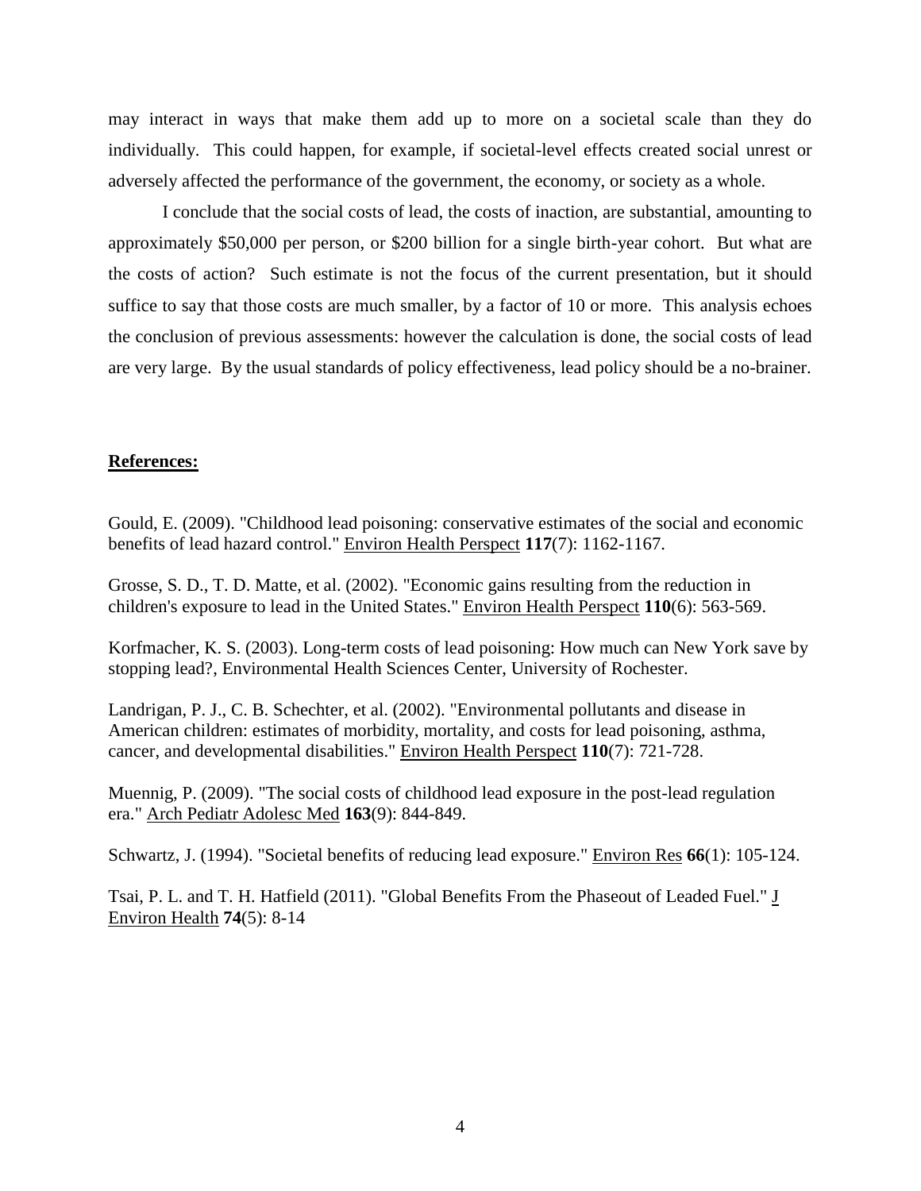may interact in ways that make them add up to more on a societal scale than they do individually. This could happen, for example, if societal-level effects created social unrest or adversely affected the performance of the government, the economy, or society as a whole.

I conclude that the social costs of lead, the costs of inaction, are substantial, amounting to approximately $50,000 per person, or $200 billion for a single birth-year cohort. But what are the costs of action? Such estimate is not the focus of the current presentation, but it should suffice to say that those costs are much smaller, by a factor of 10 or more. This analysis echoes the conclusion of previous assessments: however the calculation is done, the social costs of lead are very large. By the usual standards of policy effectiveness, lead policy should be a no-brainer.

## References:

Gould, E. (2009). "Childhood lead poisoning: conservative estimates of the social and economic benefits of lead hazard control." Environ Health Perspect **117**(7): 1162-1167.

Grosse, S. D., T. D. Matte, et al. (2002). "Economic gains resulting from the reduction in children's exposure to lead in the United States." Environ Health Perspect **110**(6): 563-569.

Korfmacher, K. S. (2003). Long-term costs of lead poisoning: How much can New York save by stopping lead?, Environmental Health Sciences Center, University of Rochester.

Landrigan, P. J., C. B. Schechter, et al. (2002). "Environmental pollutants and disease in American children: estimates of morbidity, mortality, and costs for lead poisoning, asthma, cancer, and developmental disabilities." Environ Health Perspect **110**(7): 721-728.

Muennig, P. (2009). "The social costs of childhood lead exposure in the post-lead regulation era." Arch Pediatr Adolesc Med **163**(9): 844-849.

Schwartz, J. (1994). "Societal benefits of reducing lead exposure." Environ Res **66**(1): 105-124.

Tsai, P. L. and T. H. Hatfield (2011). "Global Benefits From the Phaseout of Leaded Fuel." J Environ Health **74**(5): 8-14